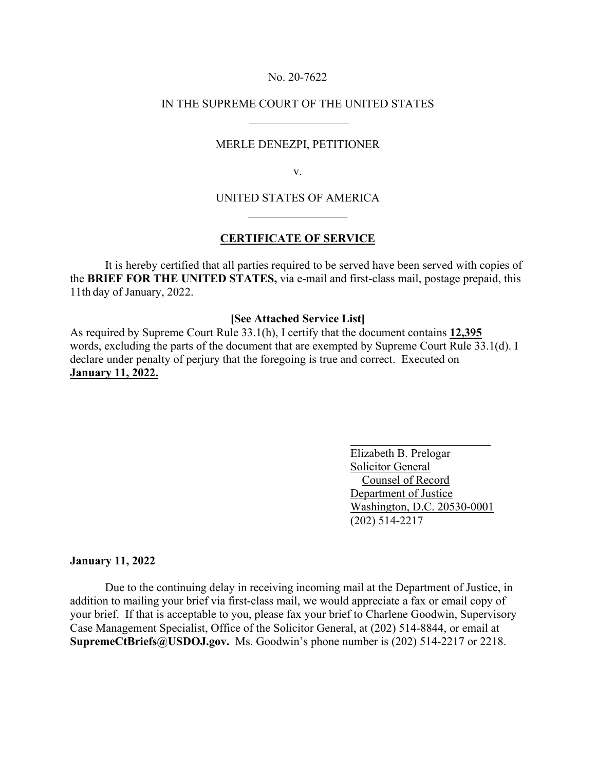No. 20-7622

IN THE SUPREME COURT OF THE UNITED STATES

---

MERLE DENEZPI, PETITIONER

v.

UNITED STATES OF AMERICA

---

## CERTIFICATE OF SERVICE

It is hereby certified that all parties required to be served have been served with copies of the **BRIEF FOR THE UNITED STATES,** via e-mail and first-class mail, postage prepaid, this 11th day of January, 2022.

**[See Attached Service List]**

As required by Supreme Court Rule 33.1(h), I certify that the document contains **12,395** words, excluding the parts of the document that are exempted by Supreme Court Rule 33.1(d). I declare under penalty of perjury that the foregoing is true and correct. Executed on **January 11, 2022.**

Elizabeth B. Prelogar
Solicitor General
Counsel of Record
Department of Justice
Washington, D.C. 20530-0001
(202) 514-2217

**January 11, 2022**

Due to the continuing delay in receiving incoming mail at the Department of Justice, in addition to mailing your brief via first-class mail, we would appreciate a fax or email copy of your brief. If that is acceptable to you, please fax your brief to Charlene Goodwin, Supervisory Case Management Specialist, Office of the Solicitor General, at (202) 514-8844, or email at **SupremeCtBriefs@USDOJ.gov.** Ms. Goodwin's phone number is (202) 514-2217 or 2218.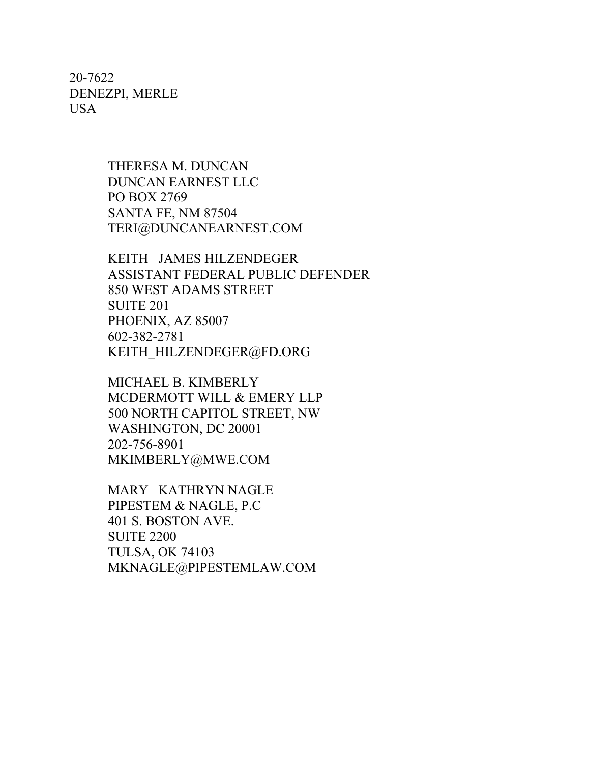20-7622
DENEZPI, MERLE
USA

THERESA M. DUNCAN
DUNCAN EARNEST LLC
PO BOX 2769
SANTA FE, NM 87504
TERI@DUNCANEARNEST.COM

KEITH JAMES HILZENDEGER
ASSISTANT FEDERAL PUBLIC DEFENDER
850 WEST ADAMS STREET
SUITE 201
PHOENIX, AZ 85007
602-382-2781
KEITH_HILZENDEGER@FD.ORG

MICHAEL B. KIMBERLY
MCDERMOTT WILL & EMERY LLP
500 NORTH CAPITOL STREET, NW
WASHINGTON, DC 20001
202-756-8901
MKIMBERLY@MWE.COM

MARY KATHRYN NAGLE
PIPESTEM & NAGLE, P.C
401 S. BOSTON AVE.
SUITE 2200
TULSA, OK 74103
MKNAGLE@PIPESTEMLAW.COM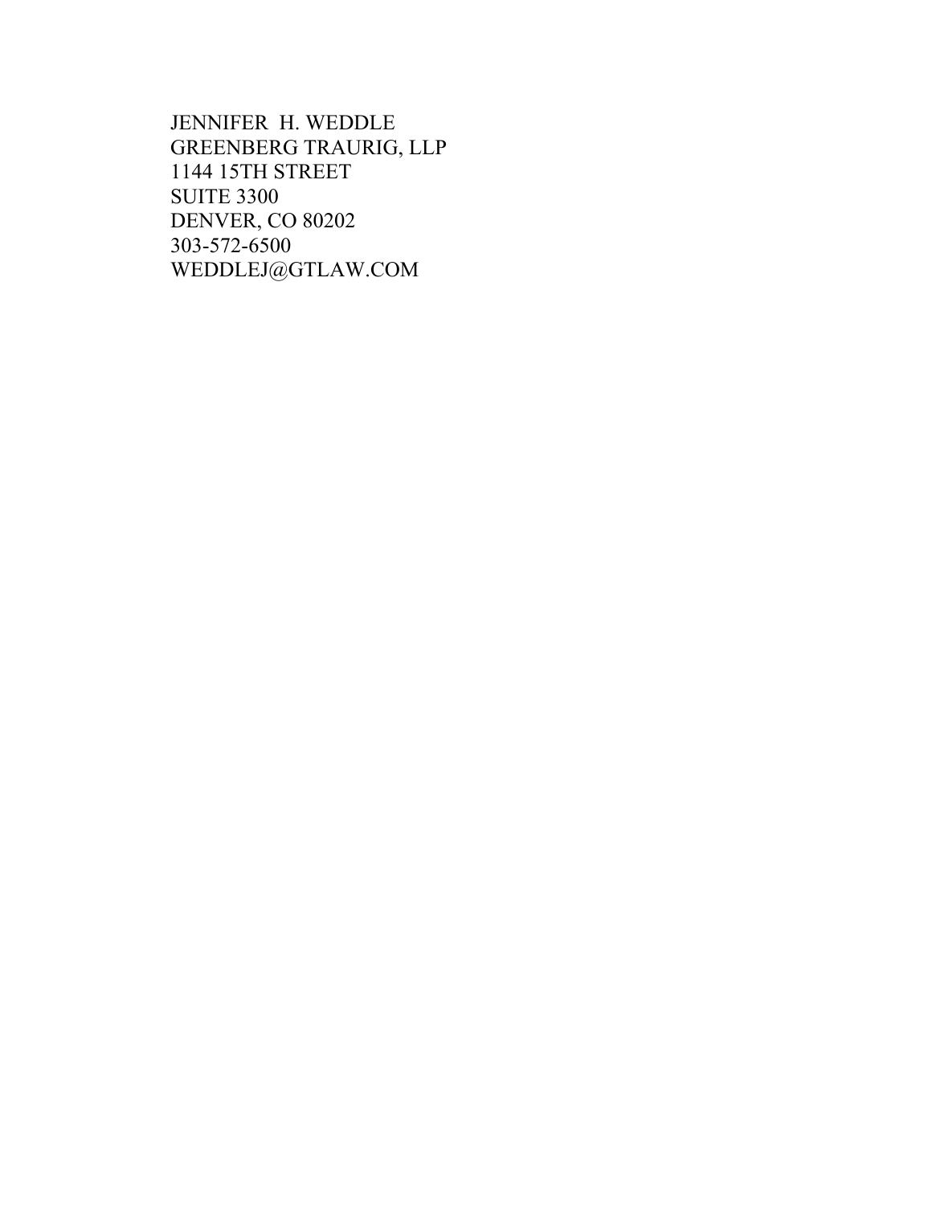JENNIFER H. WEDDLE
GREENBERG TRAURIG, LLP
1144 15TH STREET
SUITE 3300
DENVER, CO 80202
303-572-6500
WEDDLEJ@GTLAW.COM